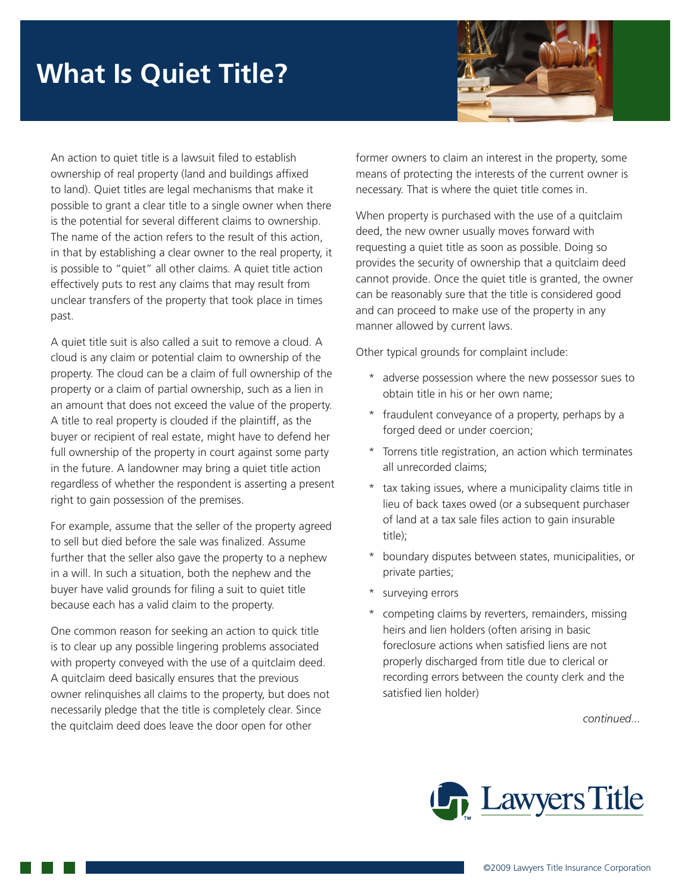# What Is Quiet Title?

An action to quiet title is a lawsuit filed to establish ownership of real property (land and buildings affixed to land). Quiet titles are legal mechanisms that make it possible to grant a clear title to a single owner when there is the potential for several different claims to ownership. The name of the action refers to the result of this action, in that by establishing a clear owner to the real property, it is possible to "quiet" all other claims. A quiet title action effectively puts to rest any claims that may result from unclear transfers of the property that took place in times past.

A quiet title suit is also called a suit to remove a cloud. A cloud is any claim or potential claim to ownership of the property. The cloud can be a claim of full ownership of the property or a claim of partial ownership, such as a lien in an amount that does not exceed the value of the property. A title to real property is clouded if the plaintiff, as the buyer or recipient of real estate, might have to defend her full ownership of the property in court against some party in the future. A landowner may bring a quiet title action regardless of whether the respondent is asserting a present right to gain possession of the premises.

For example, assume that the seller of the property agreed to sell but died before the sale was finalized. Assume further that the seller also gave the property to a nephew in a will. In such a situation, both the nephew and the buyer have valid grounds for filing a suit to quiet title because each has a valid claim to the property.

One common reason for seeking an action to quick title is to clear up any possible lingering problems associated with property conveyed with the use of a quitclaim deed. A quitclaim deed basically ensures that the previous owner relinquishes all claims to the property, but does not necessarily pledge that the title is completely clear. Since the quitclaim deed does leave the door open for other former owners to claim an interest in the property, some means of protecting the interests of the current owner is necessary. That is where the quiet title comes in.

When property is purchased with the use of a quitclaim deed, the new owner usually moves forward with requesting a quiet title as soon as possible. Doing so provides the security of ownership that a quitclaim deed cannot provide. Once the quiet title is granted, the owner can be reasonably sure that the title is considered good and can proceed to make use of the property in any manner allowed by current laws.

Other typical grounds for complaint include:

* adverse possession where the new possessor sues to obtain title in his or her own name;
* fraudulent conveyance of a property, perhaps by a forged deed or under coercion;
* Torrens title registration, an action which terminates all unrecorded claims;
* tax taking issues, where a municipality claims title in lieu of back taxes owed (or a subsequent purchaser of land at a tax sale files action to gain insurable title);
* boundary disputes between states, municipalities, or private parties;
* surveying errors
* competing claims by reverters, remainders, missing heirs and lien holders (often arising in basic foreclosure actions when satisfied liens are not properly discharged from title due to clerical or recording errors between the county clerk and the satisfied lien holder)

*continued...*

Lawyers Title

©2009 Lawyers Title Insurance Corporation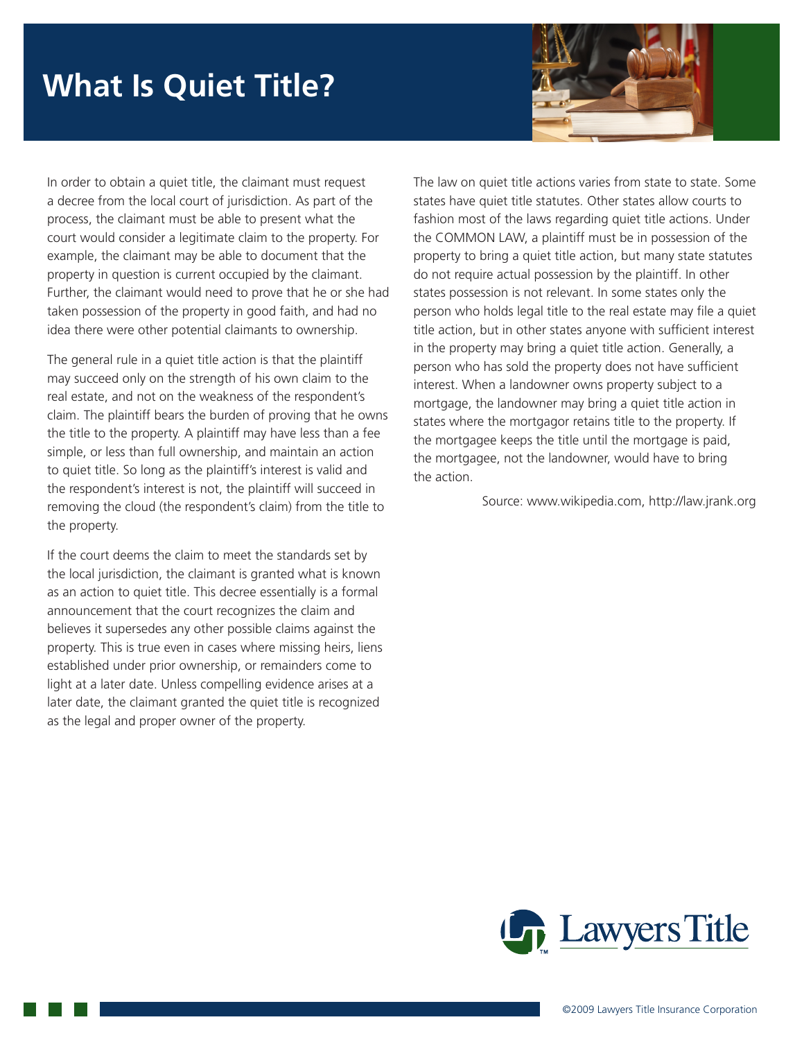# What Is Quiet Title?

In order to obtain a quiet title, the claimant must request a decree from the local court of jurisdiction. As part of the process, the claimant must be able to present what the court would consider a legitimate claim to the property. For example, the claimant may be able to document that the property in question is current occupied by the claimant. Further, the claimant would need to prove that he or she had taken possession of the property in good faith, and had no idea there were other potential claimants to ownership.

The general rule in a quiet title action is that the plaintiff may succeed only on the strength of his own claim to the real estate, and not on the weakness of the respondent's claim. The plaintiff bears the burden of proving that he owns the title to the property. A plaintiff may have less than a fee simple, or less than full ownership, and maintain an action to quiet title. So long as the plaintiff's interest is valid and the respondent's interest is not, the plaintiff will succeed in removing the cloud (the respondent's claim) from the title to the property.

If the court deems the claim to meet the standards set by the local jurisdiction, the claimant is granted what is known as an action to quiet title. This decree essentially is a formal announcement that the court recognizes the claim and believes it supersedes any other possible claims against the property. This is true even in cases where missing heirs, liens established under prior ownership, or remainders come to light at a later date. Unless compelling evidence arises at a later date, the claimant granted the quiet title is recognized as the legal and proper owner of the property.

The law on quiet title actions varies from state to state. Some states have quiet title statutes. Other states allow courts to fashion most of the laws regarding quiet title actions. Under the COMMON LAW, a plaintiff must be in possession of the property to bring a quiet title action, but many state statutes do not require actual possession by the plaintiff. In other states possession is not relevant. In some states only the person who holds legal title to the real estate may file a quiet title action, but in other states anyone with sufficient interest in the property may bring a quiet title action. Generally, a person who has sold the property does not have sufficient interest. When a landowner owns property subject to a mortgage, the landowner may bring a quiet title action in states where the mortgagor retains title to the property. If the mortgagee keeps the title until the mortgage is paid, the mortgagee, not the landowner, would have to bring the action.

Source: www.wikipedia.com, http://law.jrank.org

Lawyers Title

©2009 Lawyers Title Insurance Corporation